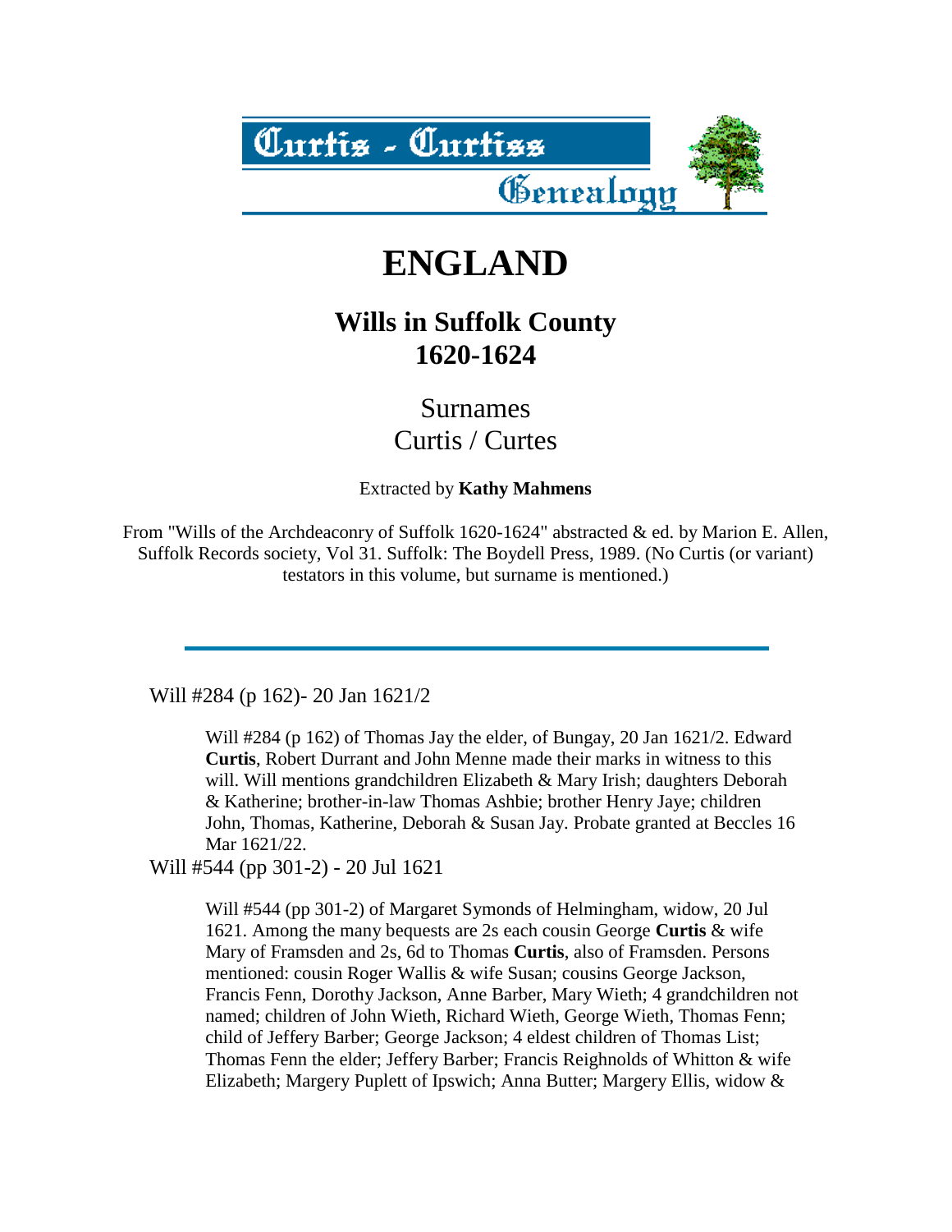Curtis - Curtiss Genealogy

# ENGLAND

## Wills in Suffolk County 1620-1624

Surnames
Curtis / Curtes

Extracted by **Kathy Mahmens**

From "Wills of the Archdeaconry of Suffolk 1620-1624" abstracted & ed. by Marion E. Allen, Suffolk Records society, Vol 31. Suffolk: The Boydell Press, 1989. (No Curtis (or variant) testators in this volume, but surname is mentioned.)

---

Will #284 (p 162)- 20 Jan 1621/2

> Will #284 (p 162) of Thomas Jay the elder, of Bungay, 20 Jan 1621/2. Edward **Curtis**, Robert Durrant and John Menne made their marks in witness to this will. Will mentions grandchildren Elizabeth & Mary Irish; daughters Deborah & Katherine; brother-in-law Thomas Ashbie; brother Henry Jaye; children John, Thomas, Katherine, Deborah & Susan Jay. Probate granted at Beccles 16 Mar 1621/22.

Will #544 (pp 301-2) - 20 Jul 1621

> Will #544 (pp 301-2) of Margaret Symonds of Helmingham, widow, 20 Jul 1621. Among the many bequests are 2s each cousin George **Curtis** & wife Mary of Framsden and 2s, 6d to Thomas **Curtis**, also of Framsden. Persons mentioned: cousin Roger Wallis & wife Susan; cousins George Jackson, Francis Fenn, Dorothy Jackson, Anne Barber, Mary Wieth; 4 grandchildren not named; children of John Wieth, Richard Wieth, George Wieth, Thomas Fenn; child of Jeffery Barber; George Jackson; 4 eldest children of Thomas List; Thomas Fenn the elder; Jeffery Barber; Francis Reighnolds of Whitton & wife Elizabeth; Margery Puplett of Ipswich; Anna Butter; Margery Ellis, widow &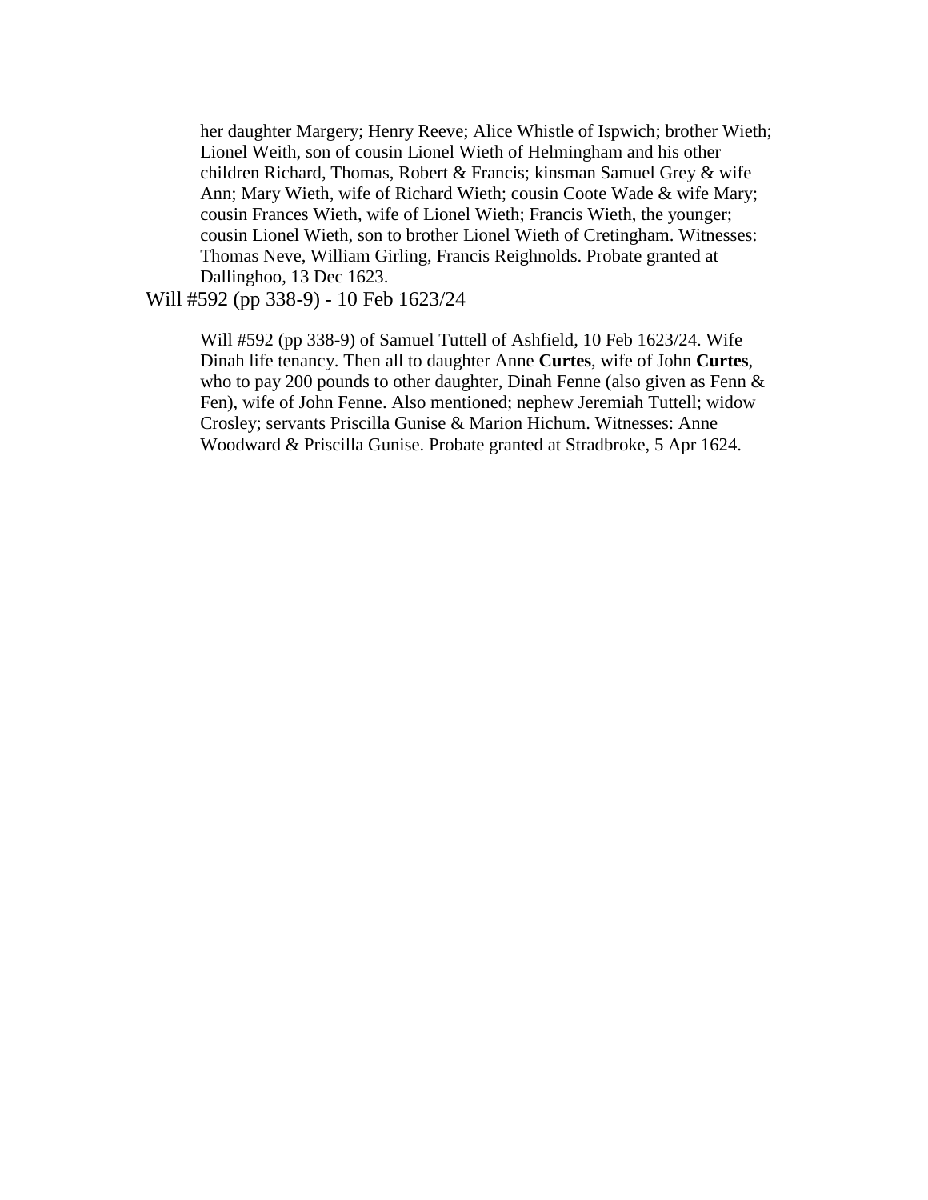her daughter Margery; Henry Reeve; Alice Whistle of Ispwich; brother Wieth; Lionel Weith, son of cousin Lionel Wieth of Helmingham and his other children Richard, Thomas, Robert & Francis; kinsman Samuel Grey & wife Ann; Mary Wieth, wife of Richard Wieth; cousin Coote Wade & wife Mary; cousin Frances Wieth, wife of Lionel Wieth; Francis Wieth, the younger; cousin Lionel Wieth, son to brother Lionel Wieth of Cretingham. Witnesses: Thomas Neve, William Girling, Francis Reighnolds. Probate granted at Dallinghoo, 13 Dec 1623.

## Will #592 (pp 338-9) - 10 Feb 1623/24

Will #592 (pp 338-9) of Samuel Tuttell of Ashfield, 10 Feb 1623/24. Wife Dinah life tenancy. Then all to daughter Anne **Curtes**, wife of John **Curtes**, who to pay 200 pounds to other daughter, Dinah Fenne (also given as Fenn & Fen), wife of John Fenne. Also mentioned; nephew Jeremiah Tuttell; widow Crosley; servants Priscilla Gunise & Marion Hichum. Witnesses: Anne Woodward & Priscilla Gunise. Probate granted at Stradbroke, 5 Apr 1624.